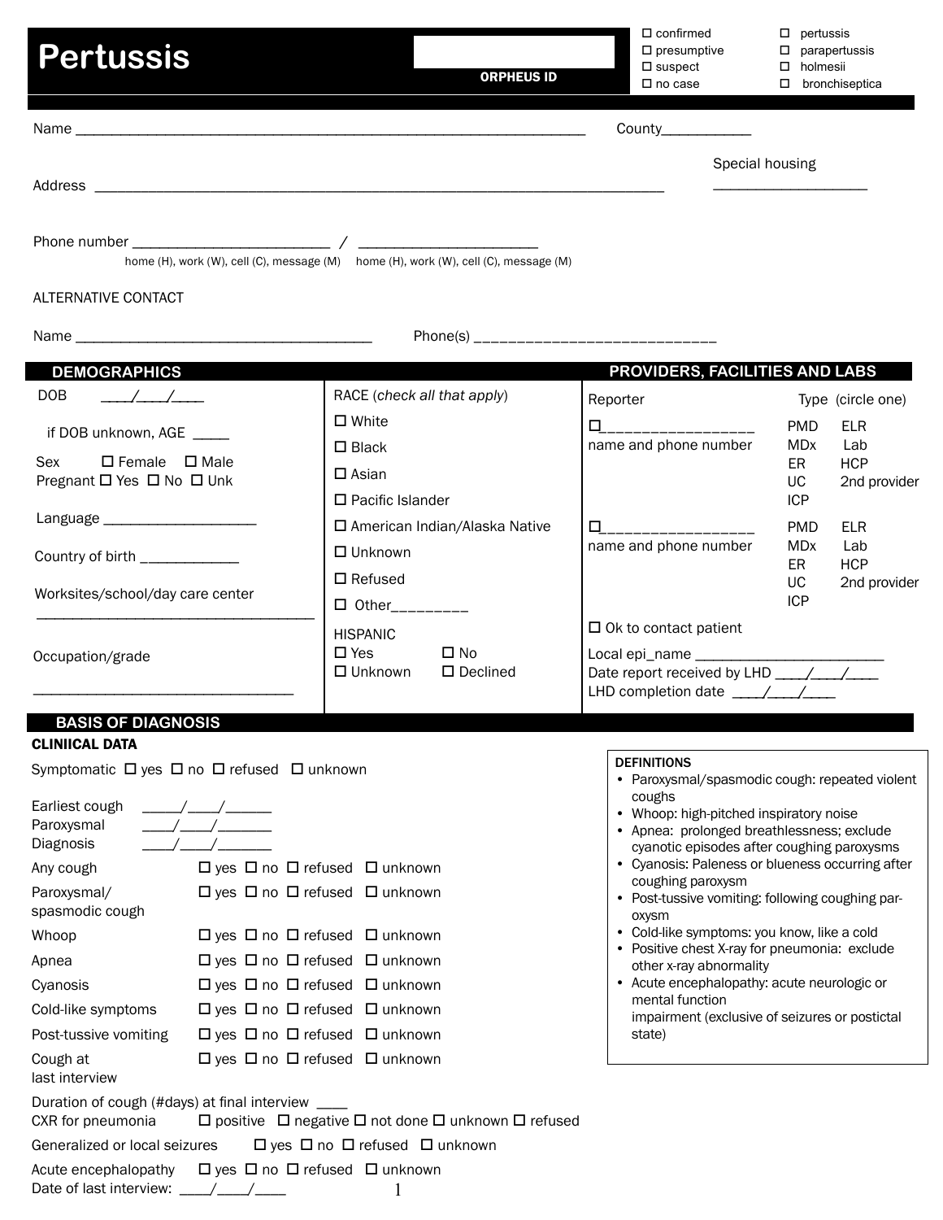# Pertussis

ORPHEUS ID

☐ confirmed
☐ presumptive
☐ suspect
☐ no case

☐ pertussis
☐ parapertussis
☐ holmesii
☐ bronchiseptica

Name ___________________________________________________________________ County___________

Address ___________________________________________________________________________

Special housing ____________________

Phone number __________________________ / ________________________
home (H), work (W), cell (C), message (M) home (H), work (W), cell (C), message (M)

ALTERNATIVE CONTACT

Name _______________________________________ Phone(s) ______________________________

## DEMOGRAPHICS

DOB ____/____/____

if DOB unknown, AGE _____

Sex ☐ Female ☐ Male
Pregnant ☐ Yes ☐ No ☐ Unk

Language ____________________

Country of birth _____________

Worksites/school/day care center
____________________________________

Occupation/grade
____________________________________

RACE (*check all that apply*)
☐ White
☐ Black
☐ Asian
☐ Pacific Islander
☐ American Indian/Alaska Native
☐ Unknown
☐ Refused
☐ Other_________

HISPANIC
☐ Yes ☐ No
☐ Unknown ☐ Declined

## PROVIDERS, FACILITIES AND LABS

Reporter — Type (circle one)

☐__________________
name and phone number
PMD ELR MDx Lab ER HCP UC 2nd provider ICP

☐__________________
name and phone number
PMD ELR MDx Lab ER HCP UC 2nd provider ICP

☐ Ok to contact patient

Local epi_name _________________________
Date report received by LHD ____/____/____
LHD completion date ____/____/____

## BASIS OF DIAGNOSIS

### CLINIICAL DATA

Symptomatic ☐ yes ☐ no ☐ refused ☐ unknown

Earliest cough _____/____/______
Paroxysmal ____/____/_______
Diagnosis ____/____/_______

| | | | | |
|---|---|---|---|---|
| Any cough | ☐ yes | ☐ no | ☐ refused | ☐ unknown |
| Paroxysmal/ spasmodic cough | ☐ yes | ☐ no | ☐ refused | ☐ unknown |
| Whoop | ☐ yes | ☐ no | ☐ refused | ☐ unknown |
| Apnea | ☐ yes | ☐ no | ☐ refused | ☐ unknown |
| Cyanosis | ☐ yes | ☐ no | ☐ refused | ☐ unknown |
| Cold-like symptoms | ☐ yes | ☐ no | ☐ refused | ☐ unknown |
| Post-tussive vomiting | ☐ yes | ☐ no | ☐ refused | ☐ unknown |
| Cough at last interview | ☐ yes | ☐ no | ☐ refused | ☐ unknown |

Duration of cough (#days) at final interview ____
CXR for pneumonia ☐ positive ☐ negative ☐ not done ☐ unknown ☐ refused
Generalized or local seizures ☐ yes ☐ no ☐ refused ☐ unknown
Acute encephalopathy ☐ yes ☐ no ☐ refused ☐ unknown
Date of last interview: ____/____/____

**DEFINITIONS**
- Paroxysmal/spasmodic cough: repeated violent coughs
- Whoop: high-pitched inspiratory noise
- Apnea: prolonged breathlessness; exclude cyanotic episodes after coughing paroxysms
- Cyanosis: Paleness or blueness occurring after coughing paroxysm
- Post-tussive vomiting: following coughing paroxysm
- Cold-like symptoms: you know, like a cold
- Positive chest X-ray for pneumonia: exclude other x-ray abnormality
- Acute encephalopathy: acute neurologic or mental function impairment (exclusive of seizures or postictal state)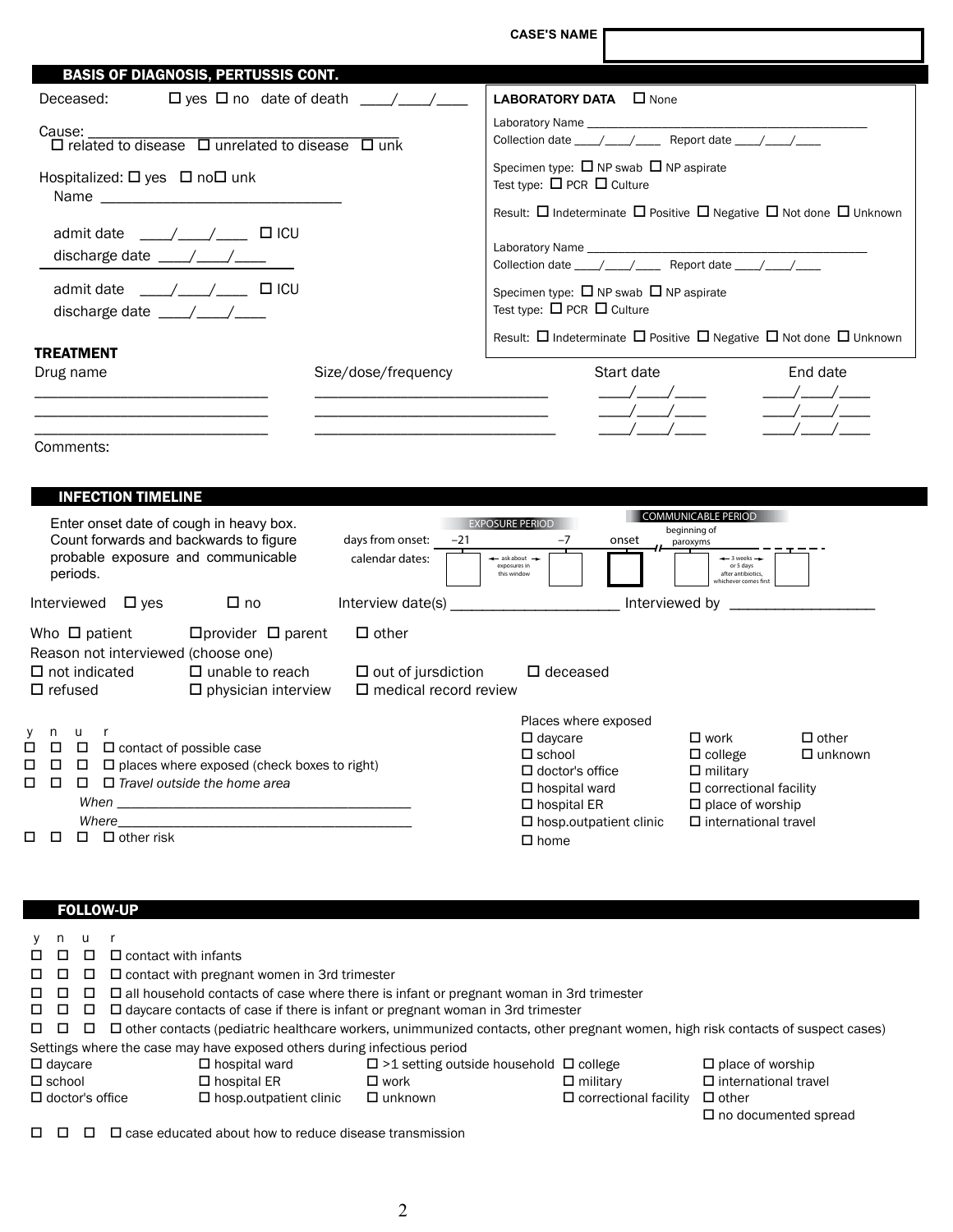CASE'S NAME

## BASIS OF DIAGNOSIS, PERTUSSIS CONT.

Deceased: ☐ yes ☐ no date of death ____/____/____

Cause: ________________________________________
☐ related to disease ☐ unrelated to disease ☐ unk

Hospitalized: ☐ yes ☐ no ☐ unk
Name ______________________________

admit date ____/____/____ ☐ ICU
discharge date ____/____/____

admit date ____/____/____ ☐ ICU
discharge date ____/____/____

**LABORATORY DATA** ☐ None

Laboratory Name ____________________________________________
Collection date ____/____/____ Report date ____/____/____

Specimen type: ☐ NP swab ☐ NP aspirate
Test type: ☐ PCR ☐ Culture

Result: ☐ Indeterminate ☐ Positive ☐ Negative ☐ Not done ☐ Unknown

Laboratory Name ____________________________________________
Collection date ____/____/____ Report date ____/____/____

Specimen type: ☐ NP swab ☐ NP aspirate
Test type: ☐ PCR ☐ Culture

Result: ☐ Indeterminate ☐ Positive ☐ Negative ☐ Not done ☐ Unknown

### TREATMENT

| Drug name | Size/dose/frequency | Start date | End date |
|---|---|---|---|
| ______________________________ | ______________________________ | ____/____/____ | ____/____/____ |
| ______________________________ | ______________________________ | ____/____/____ | ____/____/____ |
| ______________________________ | ______________________________ | ____/____/____ | ____/____/____ |

Comments:

## INFECTION TIMELINE

Enter onset date of cough in heavy box. Count forwards and backwards to figure probable exposure and communicable periods.

| | EXPOSURE PERIOD | | | COMMUNICABLE PERIOD | |
|---|---|---|---|---|---|
| days from onset: | −21 | −7 | onset | beginning of paroxyms | |
| calendar dates: | ☐ ← ask about exposures in this window → | ☐ | ☐ | ☐ ← 3 weeks or 5 days after antibiotics, whichever comes first → | ☐ |

Interviewed ☐ yes ☐ no Interview date(s) ______________________ Interviewed by ___________________

Who ☐ patient ☐ provider ☐ parent ☐ other

Reason not interviewed (choose one)
☐ not indicated ☐ unable to reach ☐ out of jursdiction ☐ deceased
☐ refused ☐ physician interview ☐ medical record review

| y | n | u | r | |
|---|---|---|---|---|
| ☐ | ☐ | ☐ | ☐ | contact of possible case |
| ☐ | ☐ | ☐ | ☐ | places where exposed (check boxes to right) |
| ☐ | ☐ | ☐ | ☐ | *Travel outside the home area* |
| | | | | *When* ________________________________________ |
| | | | | *Where* ________________________________________ |
| ☐ | ☐ | ☐ | ☐ | other risk |

Places where exposed
☐ daycare ☐ work ☐ other
☐ school ☐ college ☐ unknown
☐ doctor's office ☐ military
☐ hospital ward ☐ correctional facility
☐ hospital ER ☐ place of worship
☐ hosp.outpatient clinic ☐ international travel
☐ home

## FOLLOW-UP

| y | n | u | r | |
|---|---|---|---|---|
| ☐ | ☐ | ☐ | ☐ | contact with infants |
| ☐ | ☐ | ☐ | ☐ | contact with pregnant women in 3rd trimester |
| ☐ | ☐ | ☐ | ☐ | all household contacts of case where there is infant or pregnant woman in 3rd trimester |
| ☐ | ☐ | ☐ | ☐ | daycare contacts of case if there is infant or pregnant woman in 3rd trimester |
| ☐ | ☐ | ☐ | ☐ | other contacts (pediatric healthcare workers, unimmunized contacts, other pregnant women, high risk contacts of suspect cases) |

Settings where the case may have exposed others during infectious period
☐ daycare ☐ hospital ward ☐ >1 setting outside household ☐ college ☐ place of worship
☐ school ☐ hospital ER ☐ work ☐ military ☐ international travel
☐ doctor's office ☐ hosp.outpatient clinic ☐ unknown ☐ correctional facility ☐ other
☐ no documented spread

☐ ☐ ☐ ☐ case educated about how to reduce disease transmission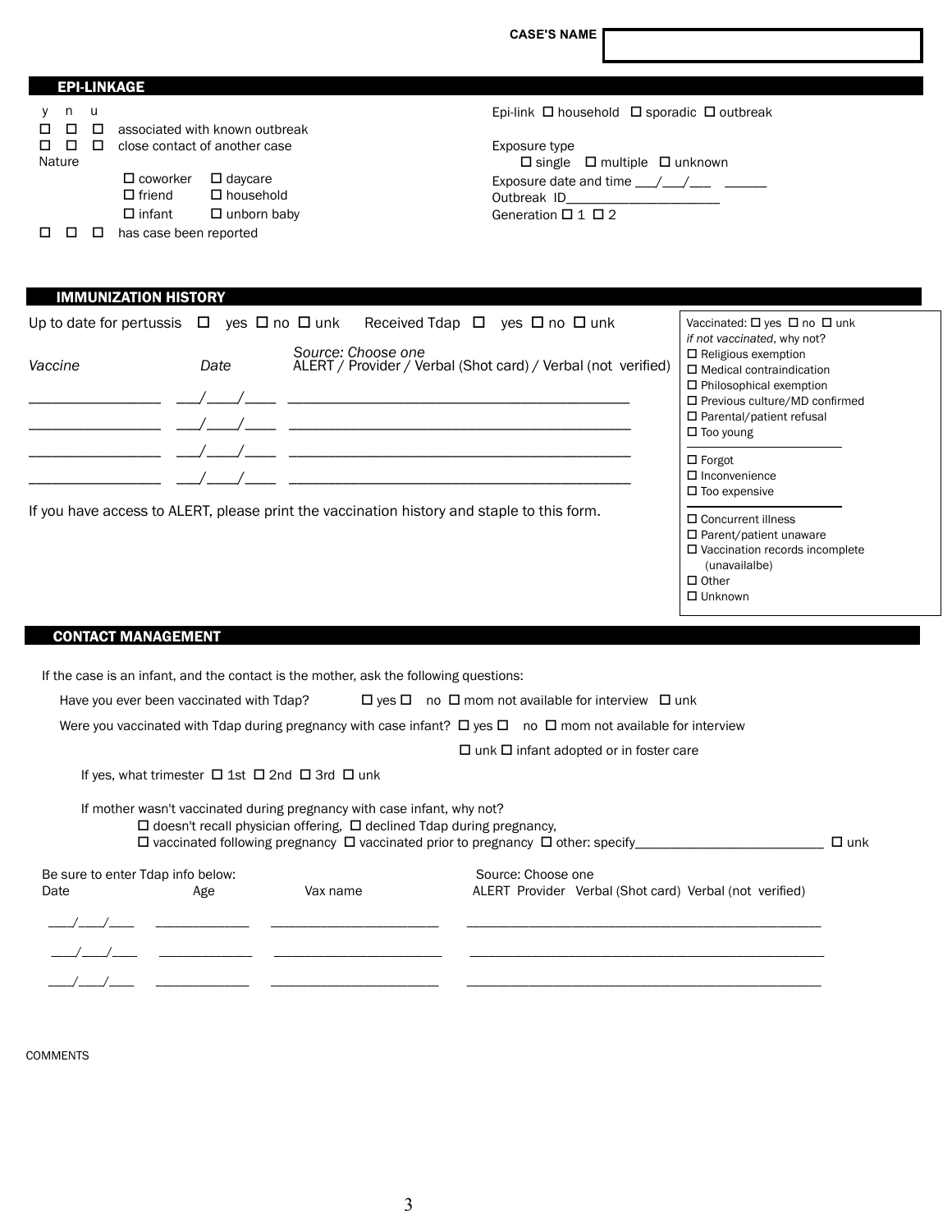**CASE'S NAME** ____________________

## EPI-LINKAGE

| y | n | u | |
|---|---|---|---|
| ☐ | ☐ | ☐ | associated with known outbreak |
| ☐ | ☐ | ☐ | close contact of another case |

Nature

☐ coworker ☐ daycare
☐ friend ☐ household
☐ infant ☐ unborn baby

| y | n | u | |
|---|---|---|---|
| ☐ | ☐ | ☐ | has case been reported |

Epi-link ☐ household ☐ sporadic ☐ outbreak

Exposure type
☐ single ☐ multiple ☐ unknown

Exposure date and time ___/___/___ ______

Outbreak ID______________________

Generation ☐ 1 ☐ 2

## IMMUNIZATION HISTORY

Up to date for pertussis ☐ yes ☐ no ☐ unk    Received Tdap ☐ yes ☐ no ☐ unk

| *Vaccine* | *Date* | *Source: Choose one* ALERT / Provider / Verbal (Shot card) / Verbal (not verified) |
|---|---|---|
| _________________ | ___/____/____ | _____________________________________________ |
| _________________ | ___/____/____ | _____________________________________________ |
| _________________ | ___/____/____ | _____________________________________________ |
| _________________ | ___/____/____ | _____________________________________________ |

If you have access to ALERT, please print the vaccination history and staple to this form.

Vaccinated: ☐ yes ☐ no ☐ unk
*if not vaccinated*, why not?
☐ Religious exemption
☐ Medical contraindication
☐ Philosophical exemption
☐ Previous culture/MD confirmed
☐ Parental/patient refusal
☐ Too young

☐ Forgot
☐ Inconvenience
☐ Too expensive

☐ Concurrent illness
☐ Parent/patient unaware
☐ Vaccination records incomplete (unavailalbe)
☐ Other
☐ Unknown

## CONTACT MANAGEMENT

If the case is an infant, and the contact is the mother, ask the following questions:

Have you ever been vaccinated with Tdap? ☐ yes ☐ no ☐ mom not available for interview ☐ unk

Were you vaccinated with Tdap during pregnancy with case infant? ☐ yes ☐ no ☐ mom not available for interview ☐ unk ☐ infant adopted or in foster care

If yes, what trimester ☐ 1st ☐ 2nd ☐ 3rd ☐ unk

If mother wasn't vaccinated during pregnancy with case infant, why not?
☐ doesn't recall physician offering, ☐ declined Tdap during pregnancy,
☐ vaccinated following pregnancy ☐ vaccinated prior to pregnancy ☐ other: specify__________________________ ☐ unk

Be sure to enter Tdap info below:

| Date | Age | Vax name | Source: Choose one ALERT Provider Verbal (Shot card) Verbal (not verified) |
|---|---|---|---|
| ____/____/____ | ______________ | ________________________ | ___________________________________________________ |
| ____/____/____ | ______________ | ________________________ | ___________________________________________________ |
| ____/____/____ | ______________ | ________________________ | ___________________________________________________ |

COMMENTS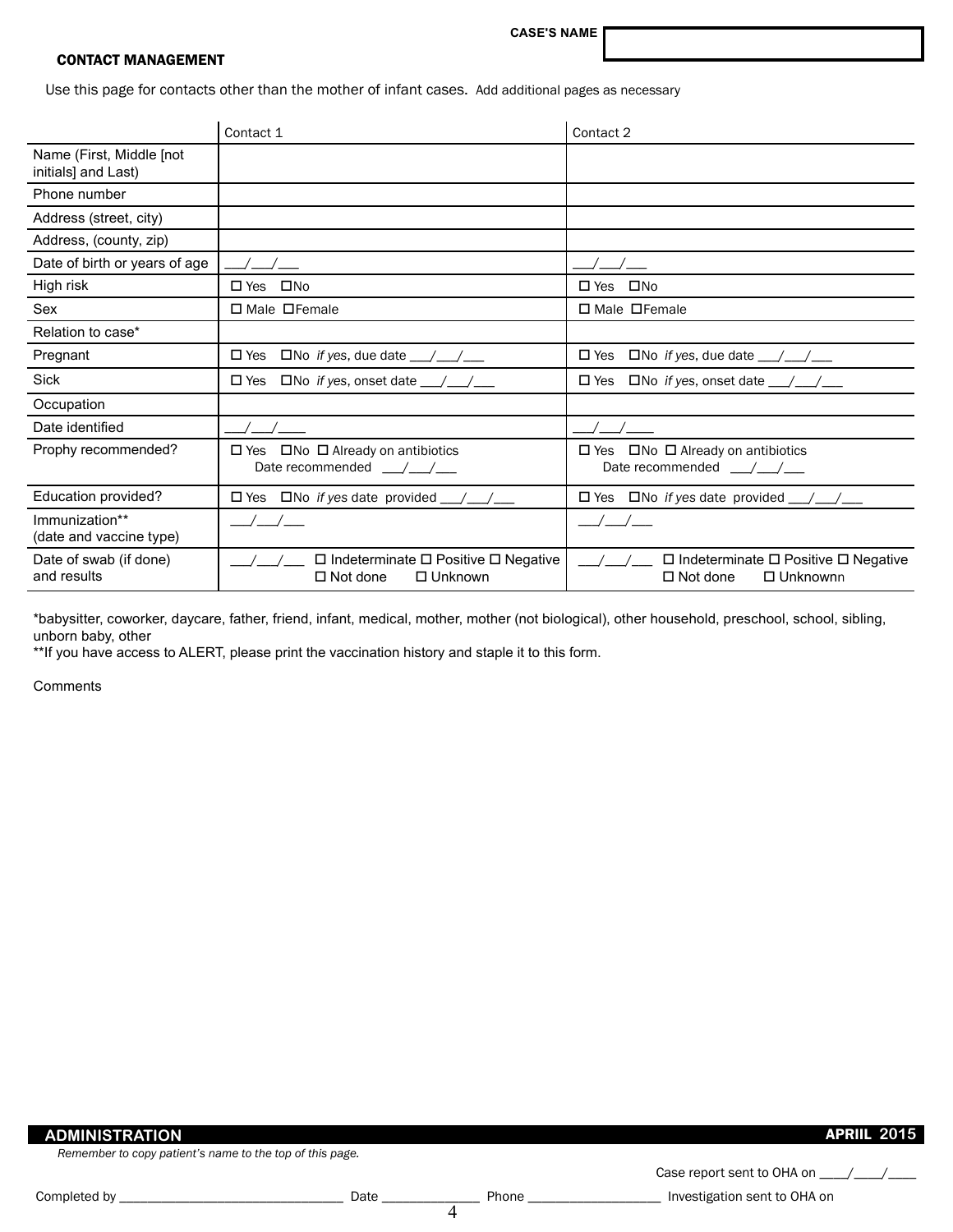CASE'S NAME

**CONTACT MANAGEMENT**

Use this page for contacts other than the mother of infant cases. Add additional pages as necessary

| | Contact 1 | Contact 2 |
|---|---|---|
| Name (First, Middle [not initials] and Last) | | |
| Phone number | | |
| Address (street, city) | | |
| Address, (county, zip) | | |
| Date of birth or years of age | ___/___/___ | ___/___/___ |
| High risk | ☐ Yes ☐No | ☐ Yes ☐No |
| Sex | ☐ Male ☐Female | ☐ Male ☐Female |
| Relation to case* | | |
| Pregnant | ☐ Yes ☐No *if yes*, due date ___/___/___ | ☐ Yes ☐No *if yes*, due date ___/___/___ |
| Sick | ☐ Yes ☐No *if yes*, onset date ___/___/___ | ☐ Yes ☐No *if yes*, onset date ___/___/___ |
| Occupation | | |
| Date identified | ___/___/____ | ___/___/____ |
| Prophy recommended? | ☐ Yes ☐No ☐ Already on antibiotics Date recommended ___/___/___ | ☐ Yes ☐No ☐ Already on antibiotics Date recommended ___/___/___ |
| Education provided? | ☐ Yes ☐No *if yes* date provided ___/___/___ | ☐ Yes ☐No *if yes* date provided ___/___/___ |
| Immunization** (date and vaccine type) | ___/___/___ | ___/___/___ |
| Date of swab (if done) and results | ___/___/___ ☐ Indeterminate ☐ Positive ☐ Negative ☐ Not done ☐ Unknown | ___/___/___ ☐ Indeterminate ☐ Positive ☐ Negative ☐ Not done ☐ Unknownn |

*babysitter, coworker, daycare, father, friend, infant, medical, mother, mother (not biological), other household, preschool, school, sibling, unborn baby, other

**If you have access to ALERT, please print the vaccination history and staple it to this form.

Comments

**ADMINISTRATION** **APRIIL 2015**

*Remember to copy patient's name to the top of this page.*

Case report sent to OHA on ____/____/____

Completed by ______________________________ Date _____________ Phone __________________ Investigation sent to OHA on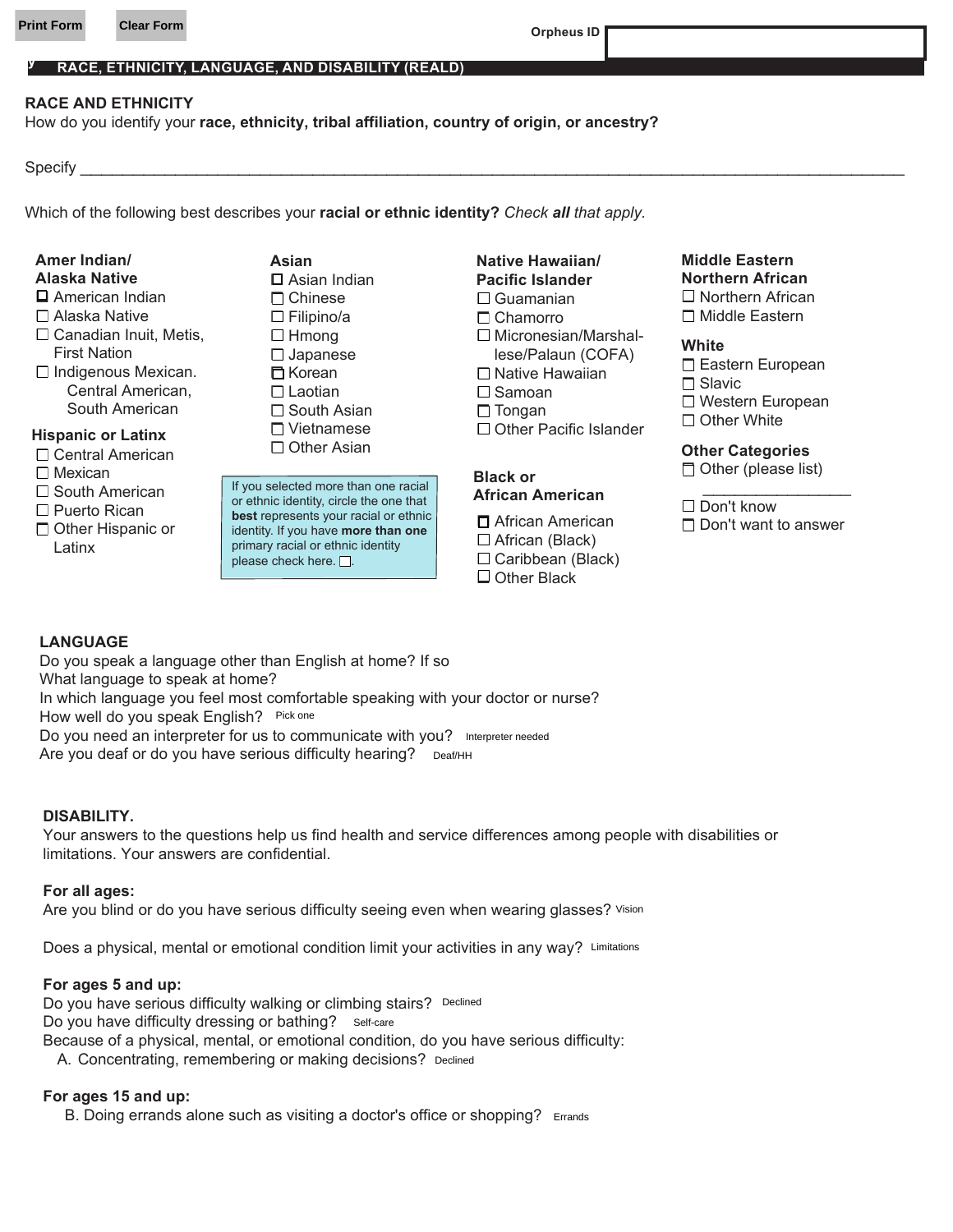Print Form | Clear Form

Orpheus ID

## RACE, ETHNICITY, LANGUAGE, AND DISABILITY (REALD)

### RACE AND ETHNICITY

How do you identify your **race, ethnicity, tribal affiliation, country of origin, or ancestry?**

Specify ___________________________________________________________________________

Which of the following best describes your **racial or ethnic identity?** *Check **all** that apply.*

**Amer Indian/ Alaska Native**
- ☐ American Indian
- ☐ Alaska Native
- ☐ Canadian Inuit, Metis, First Nation
- ☐ Indigenous Mexican. Central American, South American

**Hispanic or Latinx**
- ☐ Central American
- ☐ Mexican
- ☐ South American
- ☐ Puerto Rican
- ☐ Other Hispanic or Latinx

**Asian**
- ☐ Asian Indian
- ☐ Chinese
- ☐ Filipino/a
- ☐ Hmong
- ☐ Japanese
- ☐ Korean
- ☐ Laotian
- ☐ South Asian
- ☐ Vietnamese
- ☐ Other Asian

If you selected more than one racial or ethnic identity, circle the one that **best** represents your racial or ethnic identity. If you have **more than one** primary racial or ethnic identity please check here. ☐.

**Native Hawaiian/ Pacific Islander**
- ☐ Guamanian
- ☐ Chamorro
- ☐ Micronesian/Marshallese/Palauan (COFA)
- ☐ Native Hawaiian
- ☐ Samoan
- ☐ Tongan
- ☐ Other Pacific Islander

**Black or African American**
- ☐ African American
- ☐ African (Black)
- ☐ Caribbean (Black)
- ☐ Other Black

**Middle Eastern Northern African**
- ☐ Northern African
- ☐ Middle Eastern

**White**
- ☐ Eastern European
- ☐ Slavic
- ☐ Western European
- ☐ Other White

**Other Categories**
- ☐ Other (please list) _______________
- ☐ Don't know
- ☐ Don't want to answer

### LANGUAGE

Do you speak a language other than English at home? If so

What language to speak at home?

In which language you feel most comfortable speaking with your doctor or nurse?

How well do you speak English? Pick one

Do you need an interpreter for us to communicate with you? Interpreter needed

Are you deaf or do you have serious difficulty hearing? Deaf/HH

### DISABILITY.

Your answers to the questions help us find health and service differences among people with disabilities or limitations. Your answers are confidential.

**For all ages:**

Are you blind or do you have serious difficulty seeing even when wearing glasses? Vision

Does a physical, mental or emotional condition limit your activities in any way? Limitations

**For ages 5 and up:**

Do you have serious difficulty walking or climbing stairs? Declined

Do you have difficulty dressing or bathing? Self-care

Because of a physical, mental, or emotional condition, do you have serious difficulty:

A. Concentrating, remembering or making decisions? Declined

**For ages 15 and up:**

B. Doing errands alone such as visiting a doctor's office or shopping? Errands